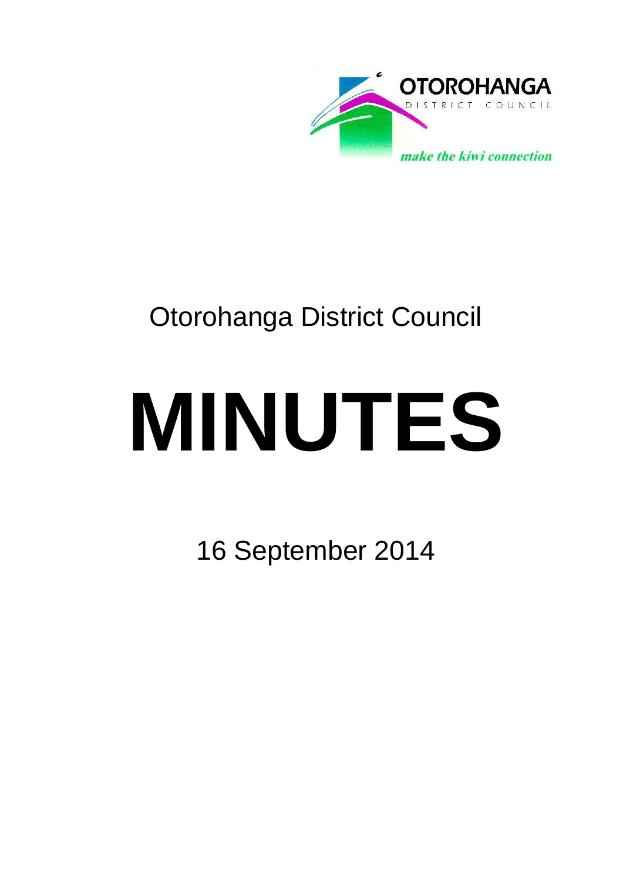OTOROHANGA
DISTRICT COUNCIL

*make the kiwi connection*

Otorohanga District Council

# MINUTES

16 September 2014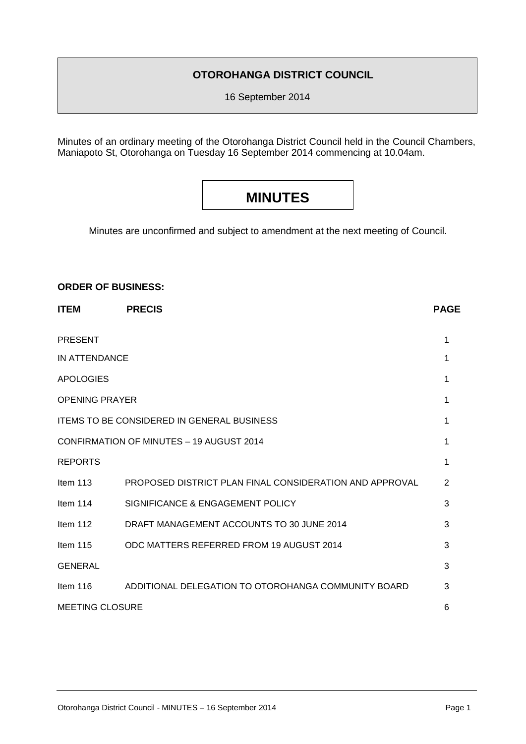## OTOROHANGA DISTRICT COUNCIL

16 September 2014

Minutes of an ordinary meeting of the Otorohanga District Council held in the Council Chambers, Maniapoto St, Otorohanga on Tuesday 16 September 2014 commencing at 10.04am.

# MINUTES

Minutes are unconfirmed and subject to amendment at the next meeting of Council.

**ORDER OF BUSINESS:**

| **ITEM** | **PRECIS** | **PAGE** |
|---|---|---|
| PRESENT | | 1 |
| IN ATTENDANCE | | 1 |
| APOLOGIES | | 1 |
| OPENING PRAYER | | 1 |
| ITEMS TO BE CONSIDERED IN GENERAL BUSINESS | | 1 |
| CONFIRMATION OF MINUTES – 19 AUGUST 2014 | | 1 |
| REPORTS | | 1 |
| Item 113 | PROPOSED DISTRICT PLAN FINAL CONSIDERATION AND APPROVAL | 2 |
| Item 114 | SIGNIFICANCE & ENGAGEMENT POLICY | 3 |
| Item 112 | DRAFT MANAGEMENT ACCOUNTS TO 30 JUNE 2014 | 3 |
| Item 115 | ODC MATTERS REFERRED FROM 19 AUGUST 2014 | 3 |
| GENERAL | | 3 |
| Item 116 | ADDITIONAL DELEGATION TO OTOROHANGA COMMUNITY BOARD | 3 |
| MEETING CLOSURE | | 6 |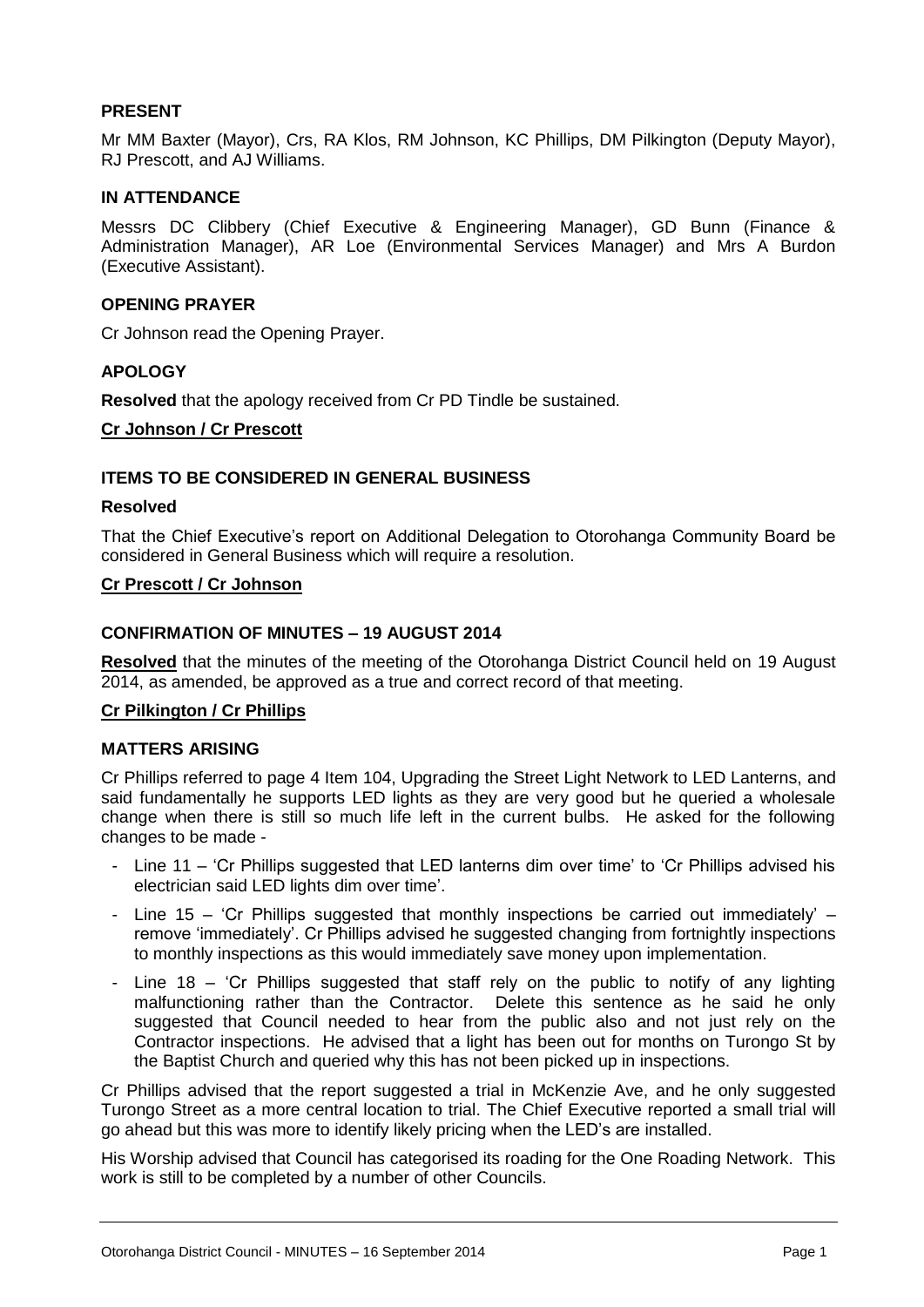## PRESENT

Mr MM Baxter (Mayor), Crs, RA Klos, RM Johnson, KC Phillips, DM Pilkington (Deputy Mayor), RJ Prescott, and AJ Williams.

## IN ATTENDANCE

Messrs DC Clibbery (Chief Executive & Engineering Manager), GD Bunn (Finance & Administration Manager), AR Loe (Environmental Services Manager) and Mrs A Burdon (Executive Assistant).

## OPENING PRAYER

Cr Johnson read the Opening Prayer.

## APOLOGY

**Resolved** that the apology received from Cr PD Tindle be sustained.

**Cr Johnson / Cr Prescott**

## ITEMS TO BE CONSIDERED IN GENERAL BUSINESS

**Resolved**

That the Chief Executive's report on Additional Delegation to Otorohanga Community Board be considered in General Business which will require a resolution.

**Cr Prescott / Cr Johnson**

## CONFIRMATION OF MINUTES – 19 AUGUST 2014

**Resolved** that the minutes of the meeting of the Otorohanga District Council held on 19 August 2014, as amended, be approved as a true and correct record of that meeting.

**Cr Pilkington / Cr Phillips**

## MATTERS ARISING

Cr Phillips referred to page 4 Item 104, Upgrading the Street Light Network to LED Lanterns, and said fundamentally he supports LED lights as they are very good but he queried a wholesale change when there is still so much life left in the current bulbs. He asked for the following changes to be made -

- Line 11 – 'Cr Phillips suggested that LED lanterns dim over time' to 'Cr Phillips advised his electrician said LED lights dim over time'.
- Line 15 – 'Cr Phillips suggested that monthly inspections be carried out immediately' – remove 'immediately'. Cr Phillips advised he suggested changing from fortnightly inspections to monthly inspections as this would immediately save money upon implementation.
- Line 18 – 'Cr Phillips suggested that staff rely on the public to notify of any lighting malfunctioning rather than the Contractor. Delete this sentence as he said he only suggested that Council needed to hear from the public also and not just rely on the Contractor inspections. He advised that a light has been out for months on Turongo St by the Baptist Church and queried why this has not been picked up in inspections.

Cr Phillips advised that the report suggested a trial in McKenzie Ave, and he only suggested Turongo Street as a more central location to trial. The Chief Executive reported a small trial will go ahead but this was more to identify likely pricing when the LED's are installed.

His Worship advised that Council has categorised its roading for the One Roading Network. This work is still to be completed by a number of other Councils.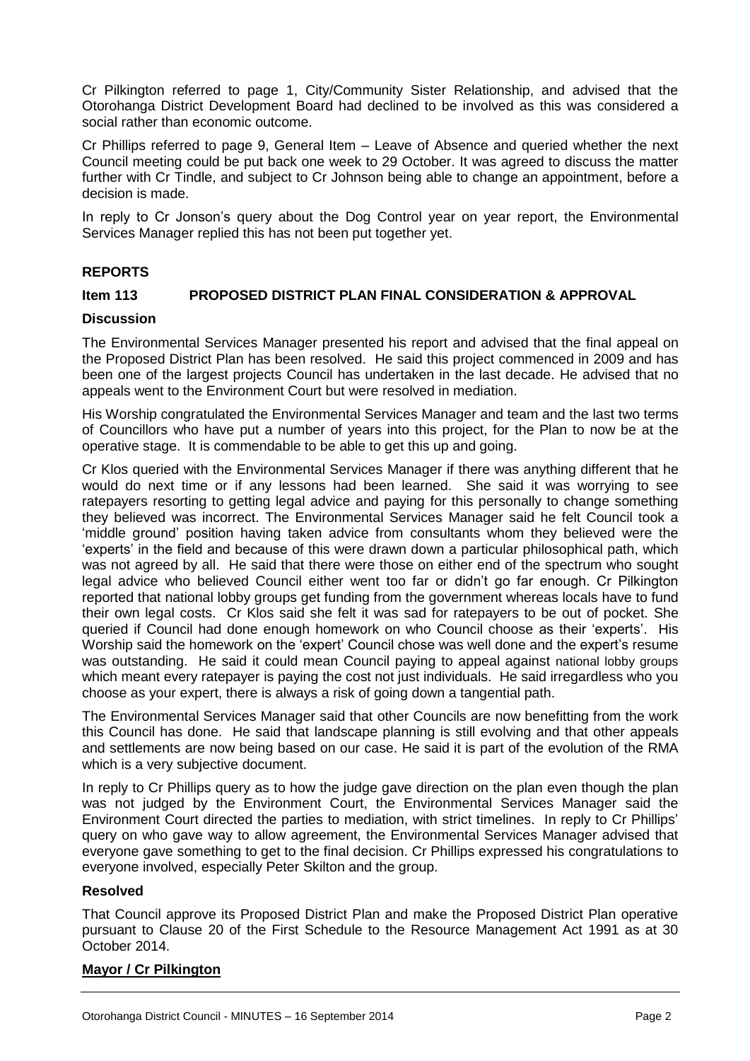Cr Pilkington referred to page 1, City/Community Sister Relationship, and advised that the Otorohanga District Development Board had declined to be involved as this was considered a social rather than economic outcome.

Cr Phillips referred to page 9, General Item – Leave of Absence and queried whether the next Council meeting could be put back one week to 29 October. It was agreed to discuss the matter further with Cr Tindle, and subject to Cr Johnson being able to change an appointment, before a decision is made.

In reply to Cr Jonson's query about the Dog Control year on year report, the Environmental Services Manager replied this has not been put together yet.

## REPORTS

### Item 113 PROPOSED DISTRICT PLAN FINAL CONSIDERATION & APPROVAL

**Discussion**

The Environmental Services Manager presented his report and advised that the final appeal on the Proposed District Plan has been resolved. He said this project commenced in 2009 and has been one of the largest projects Council has undertaken in the last decade. He advised that no appeals went to the Environment Court but were resolved in mediation.

His Worship congratulated the Environmental Services Manager and team and the last two terms of Councillors who have put a number of years into this project, for the Plan to now be at the operative stage. It is commendable to be able to get this up and going.

Cr Klos queried with the Environmental Services Manager if there was anything different that he would do next time or if any lessons had been learned. She said it was worrying to see ratepayers resorting to getting legal advice and paying for this personally to change something they believed was incorrect. The Environmental Services Manager said he felt Council took a 'middle ground' position having taken advice from consultants whom they believed were the 'experts' in the field and because of this were drawn down a particular philosophical path, which was not agreed by all. He said that there were those on either end of the spectrum who sought legal advice who believed Council either went too far or didn't go far enough. Cr Pilkington reported that national lobby groups get funding from the government whereas locals have to fund their own legal costs. Cr Klos said she felt it was sad for ratepayers to be out of pocket. She queried if Council had done enough homework on who Council choose as their 'experts'. His Worship said the homework on the 'expert' Council chose was well done and the expert's resume was outstanding. He said it could mean Council paying to appeal against national lobby groups which meant every ratepayer is paying the cost not just individuals. He said irregardless who you choose as your expert, there is always a risk of going down a tangential path.

The Environmental Services Manager said that other Councils are now benefitting from the work this Council has done. He said that landscape planning is still evolving and that other appeals and settlements are now being based on our case. He said it is part of the evolution of the RMA which is a very subjective document.

In reply to Cr Phillips query as to how the judge gave direction on the plan even though the plan was not judged by the Environment Court, the Environmental Services Manager said the Environment Court directed the parties to mediation, with strict timelines. In reply to Cr Phillips' query on who gave way to allow agreement, the Environmental Services Manager advised that everyone gave something to get to the final decision. Cr Phillips expressed his congratulations to everyone involved, especially Peter Skilton and the group.

**Resolved**

That Council approve its Proposed District Plan and make the Proposed District Plan operative pursuant to Clause 20 of the First Schedule to the Resource Management Act 1991 as at 30 October 2014.

**Mayor / Cr Pilkington**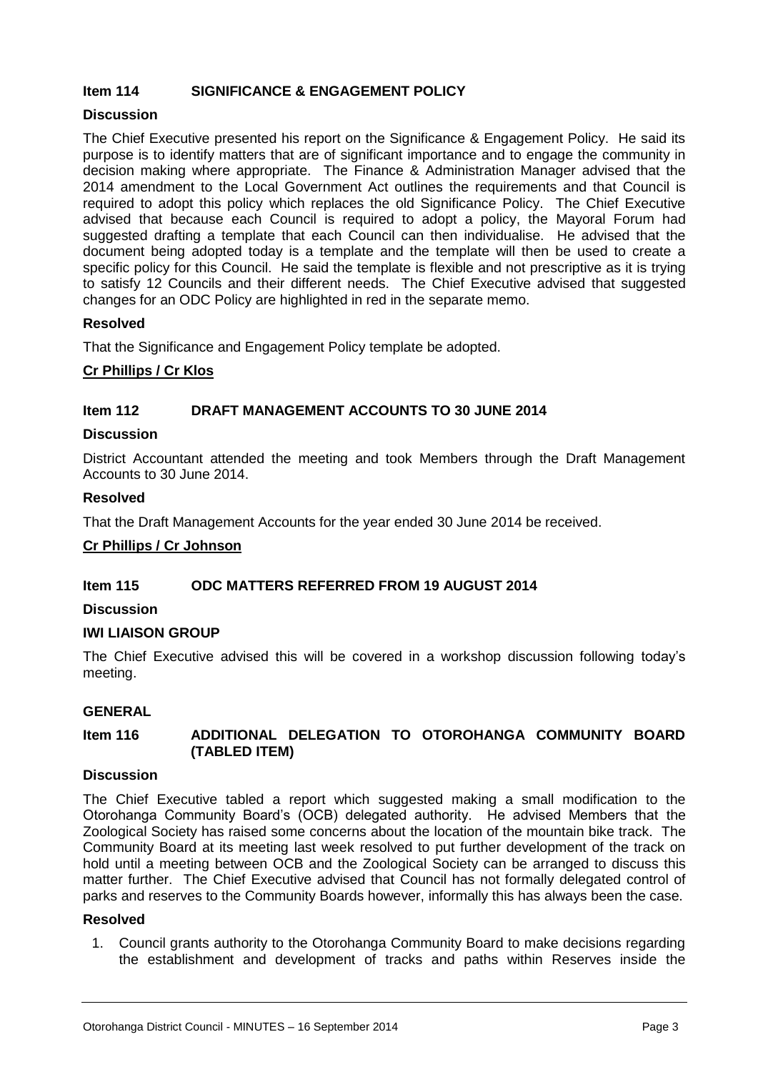## Item 114 SIGNIFICANCE & ENGAGEMENT POLICY

### Discussion

The Chief Executive presented his report on the Significance & Engagement Policy. He said its purpose is to identify matters that are of significant importance and to engage the community in decision making where appropriate. The Finance & Administration Manager advised that the 2014 amendment to the Local Government Act outlines the requirements and that Council is required to adopt this policy which replaces the old Significance Policy. The Chief Executive advised that because each Council is required to adopt a policy, the Mayoral Forum had suggested drafting a template that each Council can then individualise. He advised that the document being adopted today is a template and the template will then be used to create a specific policy for this Council. He said the template is flexible and not prescriptive as it is trying to satisfy 12 Councils and their different needs. The Chief Executive advised that suggested changes for an ODC Policy are highlighted in red in the separate memo.

### Resolved

That the Significance and Engagement Policy template be adopted.

**Cr Phillips / Cr Klos**

## Item 112 DRAFT MANAGEMENT ACCOUNTS TO 30 JUNE 2014

### Discussion

District Accountant attended the meeting and took Members through the Draft Management Accounts to 30 June 2014.

### Resolved

That the Draft Management Accounts for the year ended 30 June 2014 be received.

**Cr Phillips / Cr Johnson**

## Item 115 ODC MATTERS REFERRED FROM 19 AUGUST 2014

### Discussion

### IWI LIAISON GROUP

The Chief Executive advised this will be covered in a workshop discussion following today's meeting.

## GENERAL

## Item 116 ADDITIONAL DELEGATION TO OTOROHANGA COMMUNITY BOARD (TABLED ITEM)

### Discussion

The Chief Executive tabled a report which suggested making a small modification to the Otorohanga Community Board's (OCB) delegated authority. He advised Members that the Zoological Society has raised some concerns about the location of the mountain bike track. The Community Board at its meeting last week resolved to put further development of the track on hold until a meeting between OCB and the Zoological Society can be arranged to discuss this matter further. The Chief Executive advised that Council has not formally delegated control of parks and reserves to the Community Boards however, informally this has always been the case.

### Resolved

1. Council grants authority to the Otorohanga Community Board to make decisions regarding the establishment and development of tracks and paths within Reserves inside the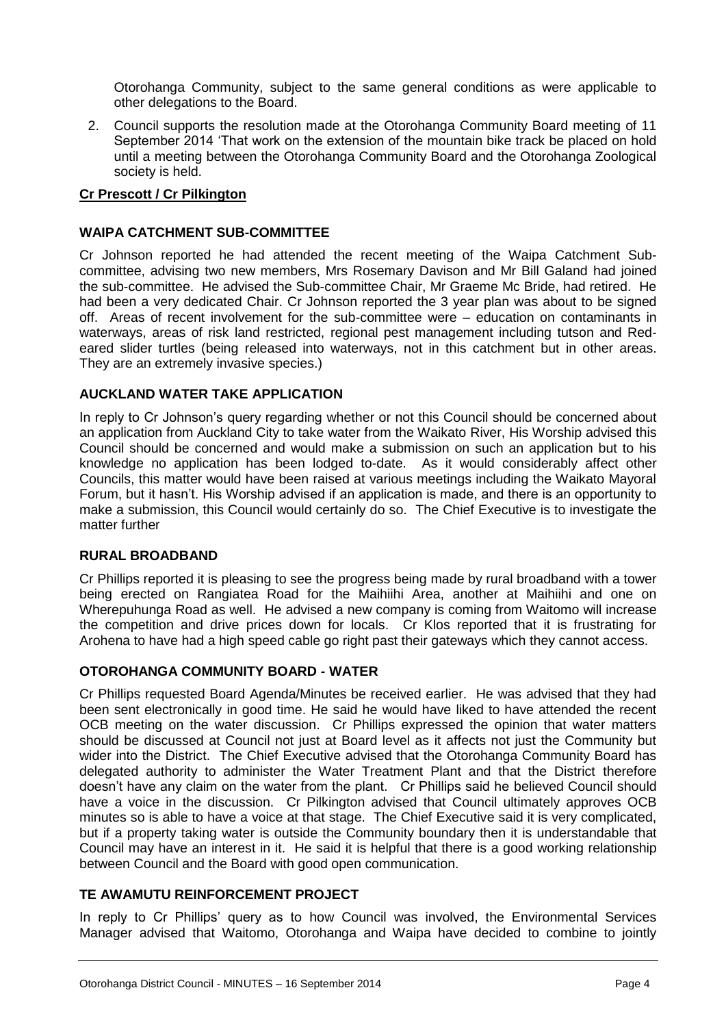Otorohanga Community, subject to the same general conditions as were applicable to other delegations to the Board.

2. Council supports the resolution made at the Otorohanga Community Board meeting of 11 September 2014 'That work on the extension of the mountain bike track be placed on hold until a meeting between the Otorohanga Community Board and the Otorohanga Zoological society is held.

**Cr Prescott / Cr Pilkington**

**WAIPA CATCHMENT SUB-COMMITTEE**

Cr Johnson reported he had attended the recent meeting of the Waipa Catchment Sub-committee, advising two new members, Mrs Rosemary Davison and Mr Bill Galand had joined the sub-committee. He advised the Sub-committee Chair, Mr Graeme Mc Bride, had retired. He had been a very dedicated Chair. Cr Johnson reported the 3 year plan was about to be signed off. Areas of recent involvement for the sub-committee were – education on contaminants in waterways, areas of risk land restricted, regional pest management including tutson and Red-eared slider turtles (being released into waterways, not in this catchment but in other areas. They are an extremely invasive species.)

**AUCKLAND WATER TAKE APPLICATION**

In reply to Cr Johnson's query regarding whether or not this Council should be concerned about an application from Auckland City to take water from the Waikato River, His Worship advised this Council should be concerned and would make a submission on such an application but to his knowledge no application has been lodged to-date. As it would considerably affect other Councils, this matter would have been raised at various meetings including the Waikato Mayoral Forum, but it hasn't. His Worship advised if an application is made, and there is an opportunity to make a submission, this Council would certainly do so. The Chief Executive is to investigate the matter further

**RURAL BROADBAND**

Cr Phillips reported it is pleasing to see the progress being made by rural broadband with a tower being erected on Rangiatea Road for the Maihiihi Area, another at Maihiihi and one on Wherepuhunga Road as well. He advised a new company is coming from Waitomo will increase the competition and drive prices down for locals. Cr Klos reported that it is frustrating for Arohena to have had a high speed cable go right past their gateways which they cannot access.

**OTOROHANGA COMMUNITY BOARD - WATER**

Cr Phillips requested Board Agenda/Minutes be received earlier. He was advised that they had been sent electronically in good time. He said he would have liked to have attended the recent OCB meeting on the water discussion. Cr Phillips expressed the opinion that water matters should be discussed at Council not just at Board level as it affects not just the Community but wider into the District. The Chief Executive advised that the Otorohanga Community Board has delegated authority to administer the Water Treatment Plant and that the District therefore doesn't have any claim on the water from the plant. Cr Phillips said he believed Council should have a voice in the discussion. Cr Pilkington advised that Council ultimately approves OCB minutes so is able to have a voice at that stage. The Chief Executive said it is very complicated, but if a property taking water is outside the Community boundary then it is understandable that Council may have an interest in it. He said it is helpful that there is a good working relationship between Council and the Board with good open communication.

**TE AWAMUTU REINFORCEMENT PROJECT**

In reply to Cr Phillips' query as to how Council was involved, the Environmental Services Manager advised that Waitomo, Otorohanga and Waipa have decided to combine to jointly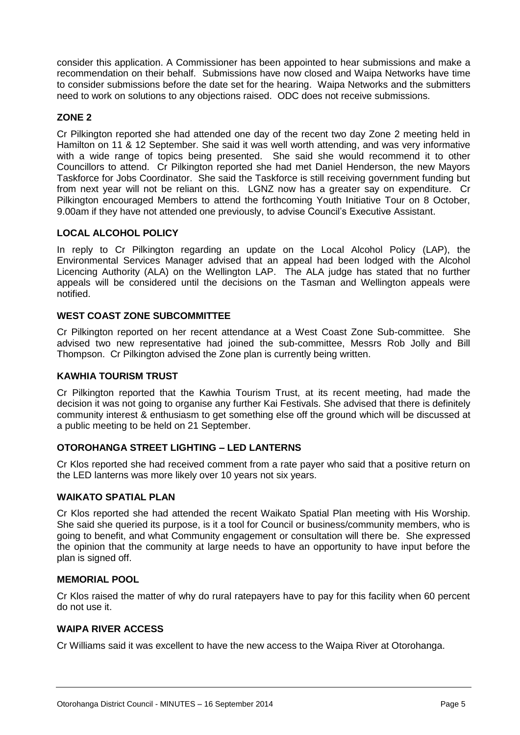consider this application. A Commissioner has been appointed to hear submissions and make a recommendation on their behalf. Submissions have now closed and Waipa Networks have time to consider submissions before the date set for the hearing. Waipa Networks and the submitters need to work on solutions to any objections raised. ODC does not receive submissions.

**ZONE 2**

Cr Pilkington reported she had attended one day of the recent two day Zone 2 meeting held in Hamilton on 11 & 12 September. She said it was well worth attending, and was very informative with a wide range of topics being presented. She said she would recommend it to other Councillors to attend. Cr Pilkington reported she had met Daniel Henderson, the new Mayors Taskforce for Jobs Coordinator. She said the Taskforce is still receiving government funding but from next year will not be reliant on this. LGNZ now has a greater say on expenditure. Cr Pilkington encouraged Members to attend the forthcoming Youth Initiative Tour on 8 October, 9.00am if they have not attended one previously, to advise Council's Executive Assistant.

**LOCAL ALCOHOL POLICY**

In reply to Cr Pilkington regarding an update on the Local Alcohol Policy (LAP), the Environmental Services Manager advised that an appeal had been lodged with the Alcohol Licencing Authority (ALA) on the Wellington LAP. The ALA judge has stated that no further appeals will be considered until the decisions on the Tasman and Wellington appeals were notified.

**WEST COAST ZONE SUBCOMMITTEE**

Cr Pilkington reported on her recent attendance at a West Coast Zone Sub-committee. She advised two new representative had joined the sub-committee, Messrs Rob Jolly and Bill Thompson. Cr Pilkington advised the Zone plan is currently being written.

**KAWHIA TOURISM TRUST**

Cr Pilkington reported that the Kawhia Tourism Trust, at its recent meeting, had made the decision it was not going to organise any further Kai Festivals. She advised that there is definitely community interest & enthusiasm to get something else off the ground which will be discussed at a public meeting to be held on 21 September.

**OTOROHANGA STREET LIGHTING – LED LANTERNS**

Cr Klos reported she had received comment from a rate payer who said that a positive return on the LED lanterns was more likely over 10 years not six years.

**WAIKATO SPATIAL PLAN**

Cr Klos reported she had attended the recent Waikato Spatial Plan meeting with His Worship. She said she queried its purpose, is it a tool for Council or business/community members, who is going to benefit, and what Community engagement or consultation will there be. She expressed the opinion that the community at large needs to have an opportunity to have input before the plan is signed off.

**MEMORIAL POOL**

Cr Klos raised the matter of why do rural ratepayers have to pay for this facility when 60 percent do not use it.

**WAIPA RIVER ACCESS**

Cr Williams said it was excellent to have the new access to the Waipa River at Otorohanga.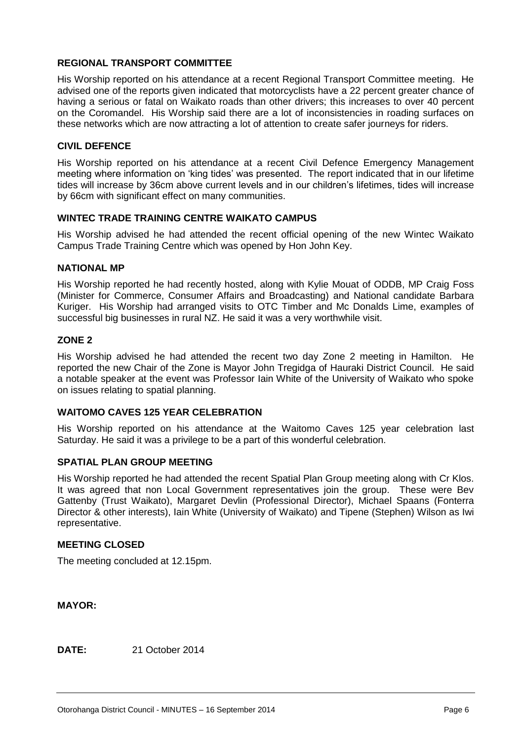**REGIONAL TRANSPORT COMMITTEE**

His Worship reported on his attendance at a recent Regional Transport Committee meeting. He advised one of the reports given indicated that motorcyclists have a 22 percent greater chance of having a serious or fatal on Waikato roads than other drivers; this increases to over 40 percent on the Coromandel. His Worship said there are a lot of inconsistencies in roading surfaces on these networks which are now attracting a lot of attention to create safer journeys for riders.

**CIVIL DEFENCE**

His Worship reported on his attendance at a recent Civil Defence Emergency Management meeting where information on 'king tides' was presented. The report indicated that in our lifetime tides will increase by 36cm above current levels and in our children's lifetimes, tides will increase by 66cm with significant effect on many communities.

**WINTEC TRADE TRAINING CENTRE WAIKATO CAMPUS**

His Worship advised he had attended the recent official opening of the new Wintec Waikato Campus Trade Training Centre which was opened by Hon John Key.

**NATIONAL MP**

His Worship reported he had recently hosted, along with Kylie Mouat of ODDB, MP Craig Foss (Minister for Commerce, Consumer Affairs and Broadcasting) and National candidate Barbara Kuriger. His Worship had arranged visits to OTC Timber and Mc Donalds Lime, examples of successful big businesses in rural NZ. He said it was a very worthwhile visit.

**ZONE 2**

His Worship advised he had attended the recent two day Zone 2 meeting in Hamilton. He reported the new Chair of the Zone is Mayor John Tregidga of Hauraki District Council. He said a notable speaker at the event was Professor Iain White of the University of Waikato who spoke on issues relating to spatial planning.

**WAITOMO CAVES 125 YEAR CELEBRATION**

His Worship reported on his attendance at the Waitomo Caves 125 year celebration last Saturday. He said it was a privilege to be a part of this wonderful celebration.

**SPATIAL PLAN GROUP MEETING**

His Worship reported he had attended the recent Spatial Plan Group meeting along with Cr Klos. It was agreed that non Local Government representatives join the group. These were Bev Gattenby (Trust Waikato), Margaret Devlin (Professional Director), Michael Spaans (Fonterra Director & other interests), Iain White (University of Waikato) and Tipene (Stephen) Wilson as Iwi representative.

**MEETING CLOSED**

The meeting concluded at 12.15pm.

**MAYOR:**

**DATE:** 21 October 2014